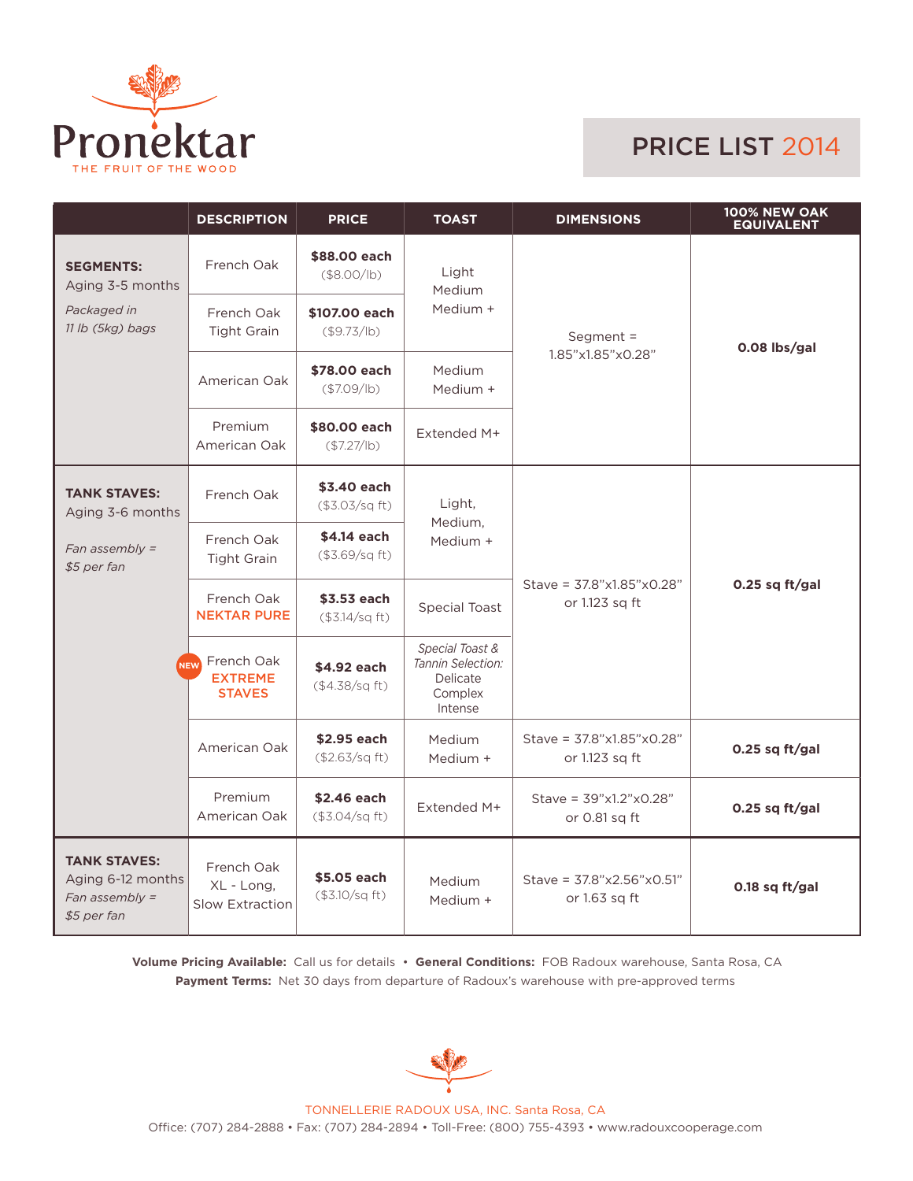# Pronektar

THE FRUIT OF THE WOOD

## PRICE LIST 2014

| | DESCRIPTION | PRICE | TOAST | DIMENSIONS | 100% NEW OAK EQUIVALENT |
|---|---|---|---|---|---|
| **SEGMENTS:** Aging 3-5 months *Packaged in 11 lb (5kg) bags* | French Oak | **$88.00 each** ($8.00/lb) | Light Medium Medium + | Segment = 1.85"x1.85"x0.28" | **0.08 lbs/gal** |
| | French Oak Tight Grain | **$107.00 each** ($9.73/lb) | | | |
| | American Oak | **$78.00 each** ($7.09/lb) | Medium Medium + | | |
| | Premium American Oak | **$80.00 each** ($7.27/lb) | Extended M+ | | |
| **TANK STAVES:** Aging 3-6 months *Fan assembly = $5 per fan* | French Oak | **$3.40 each** ($3.03/sq ft) | Light, Medium, Medium + | Stave = 37.8"x1.85"x0.28" or 1.123 sq ft | **0.25 sq ft/gal** |
| | French Oak Tight Grain | **$4.14 each** ($3.69/sq ft) | | | |
| | French Oak **NEKTAR PURE** | **$3.53 each** ($3.14/sq ft) | Special Toast | | |
| | NEW French Oak **EXTREME STAVES** | **$4.92 each** ($4.38/sq ft) | *Special Toast & Tannin Selection:* Delicate Complex Intense | | |
| | American Oak | **$2.95 each** ($2.63/sq ft) | Medium Medium + | Stave = 37.8"x1.85"x0.28" or 1.123 sq ft | **0.25 sq ft/gal** |
| | Premium American Oak | **$2.46 each** ($3.04/sq ft) | Extended M+ | Stave = 39"x1.2"x0.28" or 0.81 sq ft | **0.25 sq ft/gal** |
| **TANK STAVES:** Aging 6-12 months *Fan assembly = $5 per fan* | French Oak XL - Long, Slow Extraction | **$5.05 each** ($3.10/sq ft) | Medium Medium + | Stave = 37.8"x2.56"x0.51" or 1.63 sq ft | **0.18 sq ft/gal** |

**Volume Pricing Available:** Call us for details • **General Conditions:** FOB Radoux warehouse, Santa Rosa, CA
**Payment Terms:** Net 30 days from departure of Radoux's warehouse with pre-approved terms

TONNELLERIE RADOUX USA, INC. Santa Rosa, CA
Office: (707) 284-2888 • Fax: (707) 284-2894 • Toll-Free: (800) 755-4393 • www.radouxcooperage.com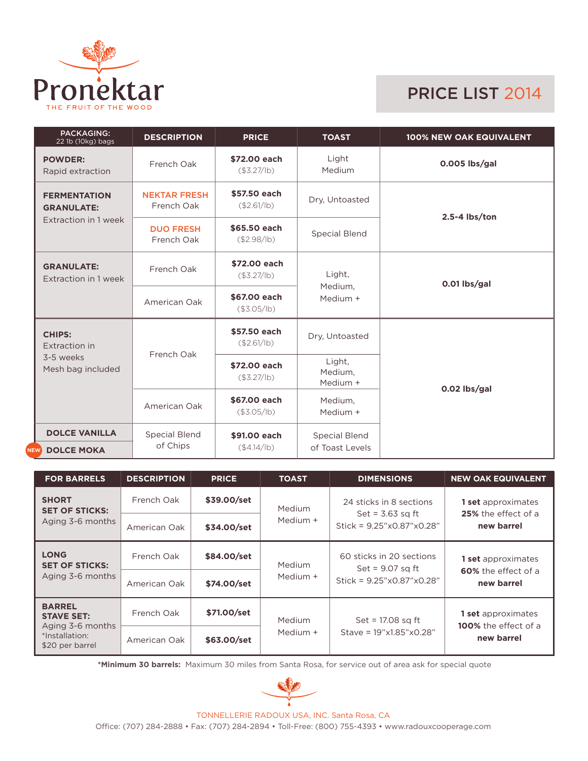Pronektar

THE FRUIT OF THE WOOD

# PRICE LIST 2014

| PACKAGING: 22 lb (10kg) bags | DESCRIPTION | PRICE | TOAST | 100% NEW OAK EQUIVALENT |
|---|---|---|---|---|
| **POWDER:** Rapid extraction | French Oak | **$72.00 each** ($3.27/lb) | Light Medium | **0.005 lbs/gal** |
| **FERMENTATION GRANULATE:** Extraction in 1 week | **NEKTAR FRESH** French Oak | **$57.50 each** ($2.61/lb) | Dry, Untoasted | **2.5-4 lbs/ton** |
| | **DUO FRESH** French Oak | **$65.50 each** ($2.98/lb) | Special Blend | |
| **GRANULATE:** Extraction in 1 week | French Oak | **$72.00 each** ($3.27/lb) | Light, Medium, Medium + | **0.01 lbs/gal** |
| | American Oak | **$67.00 each** ($3.05/lb) | | |
| **CHIPS:** Extraction in 3-5 weeks Mesh bag included | French Oak | **$57.50 each** ($2.61/lb) | Dry, Untoasted | **0.02 lbs/gal** |
| | | **$72.00 each** ($3.27/lb) | Light, Medium, Medium + | |
| | American Oak | **$67.00 each** ($3.05/lb) | Medium, Medium + | |
| **DOLCE VANILLA** / NEW **DOLCE MOKA** | Special Blend of Chips | **$91.00 each** ($4.14/lb) | Special Blend of Toast Levels | |

| FOR BARRELS | DESCRIPTION | PRICE | TOAST | DIMENSIONS | NEW OAK EQUIVALENT |
|---|---|---|---|---|---|
| **SHORT SET OF STICKS:** Aging 3-6 months | French Oak | **$39.00/set** | Medium Medium + | 24 sticks in 8 sections Set = 3.63 sq ft Stick = 9.25"x0.87"x0.28" | **1 set** approximates **25%** the effect of a **new barrel** |
| | American Oak | **$34.00/set** | | | |
| **LONG SET OF STICKS:** Aging 3-6 months | French Oak | **$84.00/set** | Medium Medium + | 60 sticks in 20 sections Set = 9.07 sq ft Stick = 9.25"x0.87"x0.28" | **1 set** approximates **60%** the effect of a **new barrel** |
| | American Oak | **$74.00/set** | | | |
| **BARREL STAVE SET:** Aging 3-6 months *Installation: $20 per barrel | French Oak | **$71.00/set** | Medium Medium + | Set = 17.08 sq ft Stave = 19"x1.85"x0.28" | **1 set** approximates **100%** the effect of a **new barrel** |
| | American Oak | **$63.00/set** | | | |

***Minimum 30 barrels:** Maximum 30 miles from Santa Rosa, for service out of area ask for special quote

TONNELLERIE RADOUX USA, INC. Santa Rosa, CA

Office: (707) 284-2888 • Fax: (707) 284-2894 • Toll-Free: (800) 755-4393 • www.radouxcooperage.com